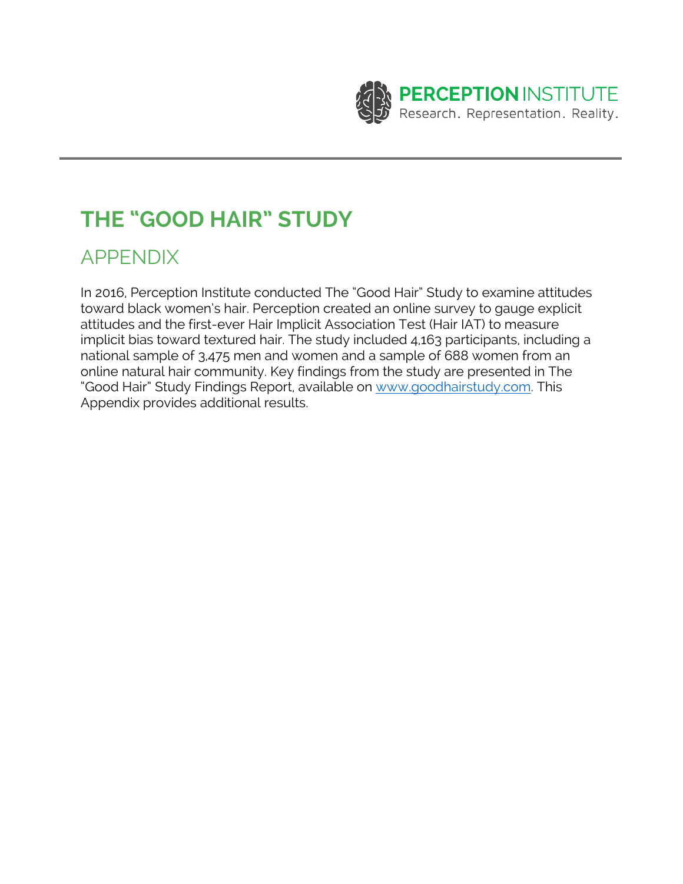PERCEPTION INSTITUTE
Research. Representation. Reality.

# THE "GOOD HAIR" STUDY

## APPENDIX

In 2016, Perception Institute conducted The "Good Hair" Study to examine attitudes toward black women's hair. Perception created an online survey to gauge explicit attitudes and the first-ever Hair Implicit Association Test (Hair IAT) to measure implicit bias toward textured hair. The study included 4,163 participants, including a national sample of 3,475 men and women and a sample of 688 women from an online natural hair community. Key findings from the study are presented in The "Good Hair" Study Findings Report, available on [www.goodhairstudy.com](http://www.goodhairstudy.com). This Appendix provides additional results.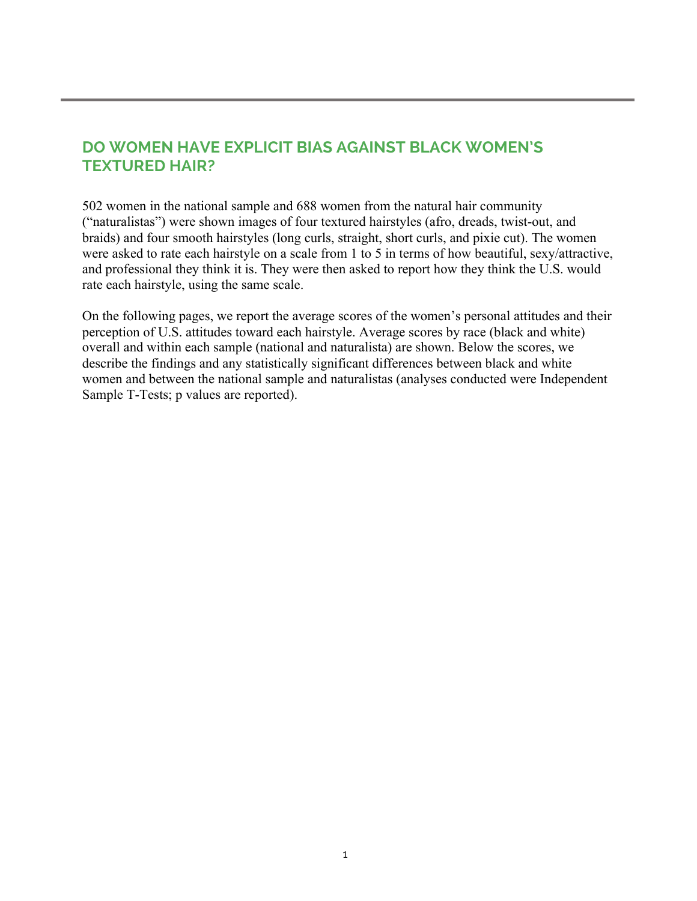## DO WOMEN HAVE EXPLICIT BIAS AGAINST BLACK WOMEN'S TEXTURED HAIR?

502 women in the national sample and 688 women from the natural hair community ("naturalistas") were shown images of four textured hairstyles (afro, dreads, twist-out, and braids) and four smooth hairstyles (long curls, straight, short curls, and pixie cut). The women were asked to rate each hairstyle on a scale from 1 to 5 in terms of how beautiful, sexy/attractive, and professional they think it is. They were then asked to report how they think the U.S. would rate each hairstyle, using the same scale.

On the following pages, we report the average scores of the women's personal attitudes and their perception of U.S. attitudes toward each hairstyle. Average scores by race (black and white) overall and within each sample (national and naturalista) are shown. Below the scores, we describe the findings and any statistically significant differences between black and white women and between the national sample and naturalistas (analyses conducted were Independent Sample T-Tests; p values are reported).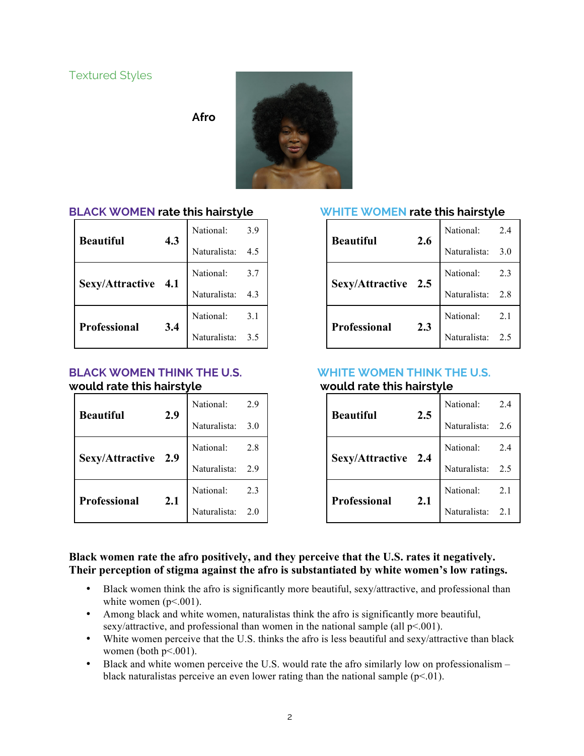Textured Styles

**Afro**

### BLACK WOMEN rate this hairstyle

| | | | |
|---|---|---|---|
| **Beautiful** | **4.3** | National: | 3.9 |
| | | Naturalista: | 4.5 |
| **Sexy/Attractive** | **4.1** | National: | 3.7 |
| | | Naturalista: | 4.3 |
| **Professional** | **3.4** | National: | 3.1 |
| | | Naturalista: | 3.5 |

### WHITE WOMEN rate this hairstyle

| | | | |
|---|---|---|---|
| **Beautiful** | **2.6** | National: | 2.4 |
| | | Naturalista: | 3.0 |
| **Sexy/Attractive** | **2.5** | National: | 2.3 |
| | | Naturalista: | 2.8 |
| **Professional** | **2.3** | National: | 2.1 |
| | | Naturalista: | 2.5 |

### BLACK WOMEN THINK THE U.S. would rate this hairstyle

| | | | |
|---|---|---|---|
| **Beautiful** | **2.9** | National: | 2.9 |
| | | Naturalista: | 3.0 |
| **Sexy/Attractive** | **2.9** | National: | 2.8 |
| | | Naturalista: | 2.9 |
| **Professional** | **2.1** | National: | 2.3 |
| | | Naturalista: | 2.0 |

### WHITE WOMEN THINK THE U.S. would rate this hairstyle

| | | | |
|---|---|---|---|
| **Beautiful** | **2.5** | National: | 2.4 |
| | | Naturalista: | 2.6 |
| **Sexy/Attractive** | **2.4** | National: | 2.4 |
| | | Naturalista: | 2.5 |
| **Professional** | **2.1** | National: | 2.1 |
| | | Naturalista: | 2.1 |

**Black women rate the afro positively, and they perceive that the U.S. rates it negatively. Their perception of stigma against the afro is substantiated by white women's low ratings.**

- Black women think the afro is significantly more beautiful, sexy/attractive, and professional than white women ($p<.001$).
- Among black and white women, naturalistas think the afro is significantly more beautiful, sexy/attractive, and professional than women in the national sample (all $p<.001$).
- White women perceive that the U.S. thinks the afro is less beautiful and sexy/attractive than black women (both $p<.001$).
- Black and white women perceive the U.S. would rate the afro similarly low on professionalism – black naturalistas perceive an even lower rating than the national sample ($p<.01$).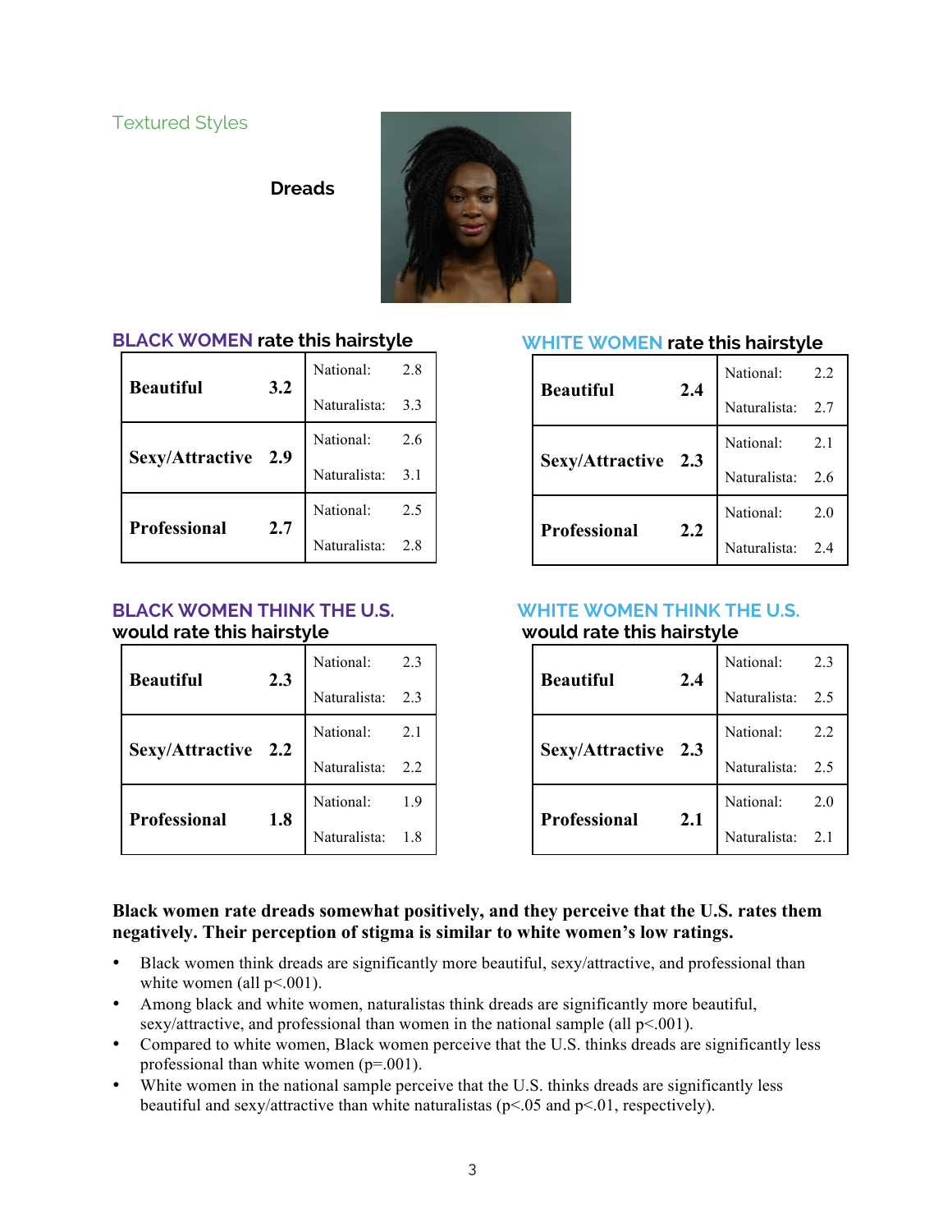## Textured Styles

### Dreads

**BLACK WOMEN rate this hairstyle**

| | | | |
|---|---|---|---|
| **Beautiful** | **3.2** | National: | 2.8 |
| | | Naturalista: | 3.3 |
| **Sexy/Attractive** | **2.9** | National: | 2.6 |
| | | Naturalista: | 3.1 |
| **Professional** | **2.7** | National: | 2.5 |
| | | Naturalista: | 2.8 |

**WHITE WOMEN rate this hairstyle**

| | | | |
|---|---|---|---|
| **Beautiful** | **2.4** | National: | 2.2 |
| | | Naturalista: | 2.7 |
| **Sexy/Attractive** | **2.3** | National: | 2.1 |
| | | Naturalista: | 2.6 |
| **Professional** | **2.2** | National: | 2.0 |
| | | Naturalista: | 2.4 |

**BLACK WOMEN THINK THE U.S. would rate this hairstyle**

| | | | |
|---|---|---|---|
| **Beautiful** | **2.3** | National: | 2.3 |
| | | Naturalista: | 2.3 |
| **Sexy/Attractive** | **2.2** | National: | 2.1 |
| | | Naturalista: | 2.2 |
| **Professional** | **1.8** | National: | 1.9 |
| | | Naturalista: | 1.8 |

**WHITE WOMEN THINK THE U.S. would rate this hairstyle**

| | | | |
|---|---|---|---|
| **Beautiful** | **2.4** | National: | 2.3 |
| | | Naturalista: | 2.5 |
| **Sexy/Attractive** | **2.3** | National: | 2.2 |
| | | Naturalista: | 2.5 |
| **Professional** | **2.1** | National: | 2.0 |
| | | Naturalista: | 2.1 |

**Black women rate dreads somewhat positively, and they perceive that the U.S. rates them negatively. Their perception of stigma is similar to white women's low ratings.**

- Black women think dreads are significantly more beautiful, sexy/attractive, and professional than white women (all $p<.001$).
- Among black and white women, naturalistas think dreads are significantly more beautiful, sexy/attractive, and professional than women in the national sample (all $p<.001$).
- Compared to white women, Black women perceive that the U.S. thinks dreads are significantly less professional than white women ($p=.001$).
- White women in the national sample perceive that the U.S. thinks dreads are significantly less beautiful and sexy/attractive than white naturalistas ($p<.05$ and $p<.01$, respectively).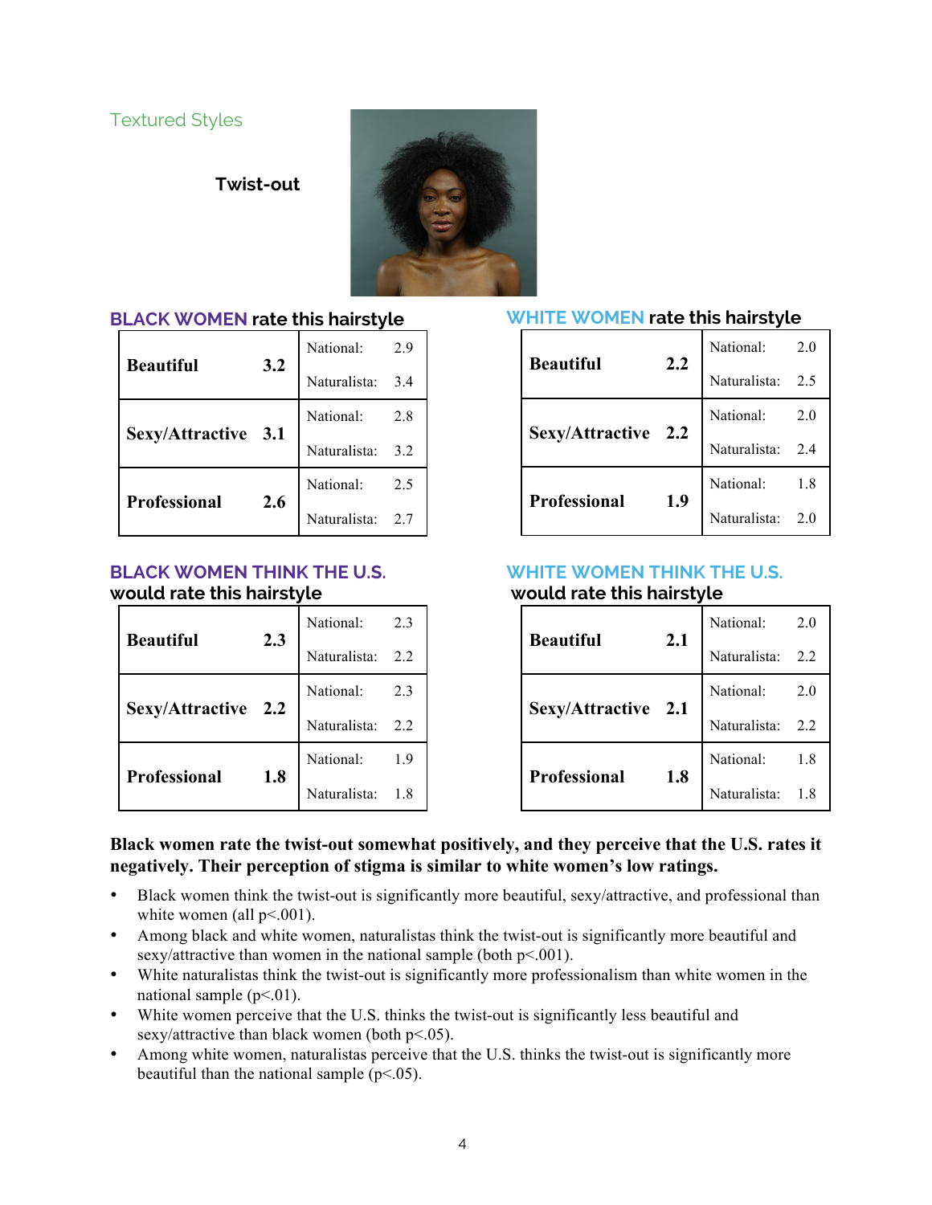Textured Styles

**Twist-out**

### BLACK WOMEN rate this hairstyle

| Rating | Score | Sample | Score |
|---|---|---|---|
| **Beautiful** | **3.2** | National: | 2.9 |
| | | Naturalista: | 3.4 |
| **Sexy/Attractive** | **3.1** | National: | 2.8 |
| | | Naturalista: | 3.2 |
| **Professional** | **2.6** | National: | 2.5 |
| | | Naturalista: | 2.7 |

### WHITE WOMEN rate this hairstyle

| Rating | Score | Sample | Score |
|---|---|---|---|
| **Beautiful** | **2.2** | National: | 2.0 |
| | | Naturalista: | 2.5 |
| **Sexy/Attractive** | **2.2** | National: | 2.0 |
| | | Naturalista: | 2.4 |
| **Professional** | **1.9** | National: | 1.8 |
| | | Naturalista: | 2.0 |

### BLACK WOMEN THINK THE U.S. would rate this hairstyle

| Rating | Score | Sample | Score |
|---|---|---|---|
| **Beautiful** | **2.3** | National: | 2.3 |
| | | Naturalista: | 2.2 |
| **Sexy/Attractive** | **2.2** | National: | 2.3 |
| | | Naturalista: | 2.2 |
| **Professional** | **1.8** | National: | 1.9 |
| | | Naturalista: | 1.8 |

### WHITE WOMEN THINK THE U.S. would rate this hairstyle

| Rating | Score | Sample | Score |
|---|---|---|---|
| **Beautiful** | **2.1** | National: | 2.0 |
| | | Naturalista: | 2.2 |
| **Sexy/Attractive** | **2.1** | National: | 2.0 |
| | | Naturalista: | 2.2 |
| **Professional** | **1.8** | National: | 1.8 |
| | | Naturalista: | 1.8 |

**Black women rate the twist-out somewhat positively, and they perceive that the U.S. rates it negatively. Their perception of stigma is similar to white women's low ratings.**

- Black women think the twist-out is significantly more beautiful, sexy/attractive, and professional than white women (all $p<.001$).
- Among black and white women, naturalistas think the twist-out is significantly more beautiful and sexy/attractive than women in the national sample (both $p<.001$).
- White naturalistas think the twist-out is significantly more professionalism than white women in the national sample ($p<.01$).
- White women perceive that the U.S. thinks the twist-out is significantly less beautiful and sexy/attractive than black women (both $p<.05$).
- Among white women, naturalistas perceive that the U.S. thinks the twist-out is significantly more beautiful than the national sample ($p<.05$).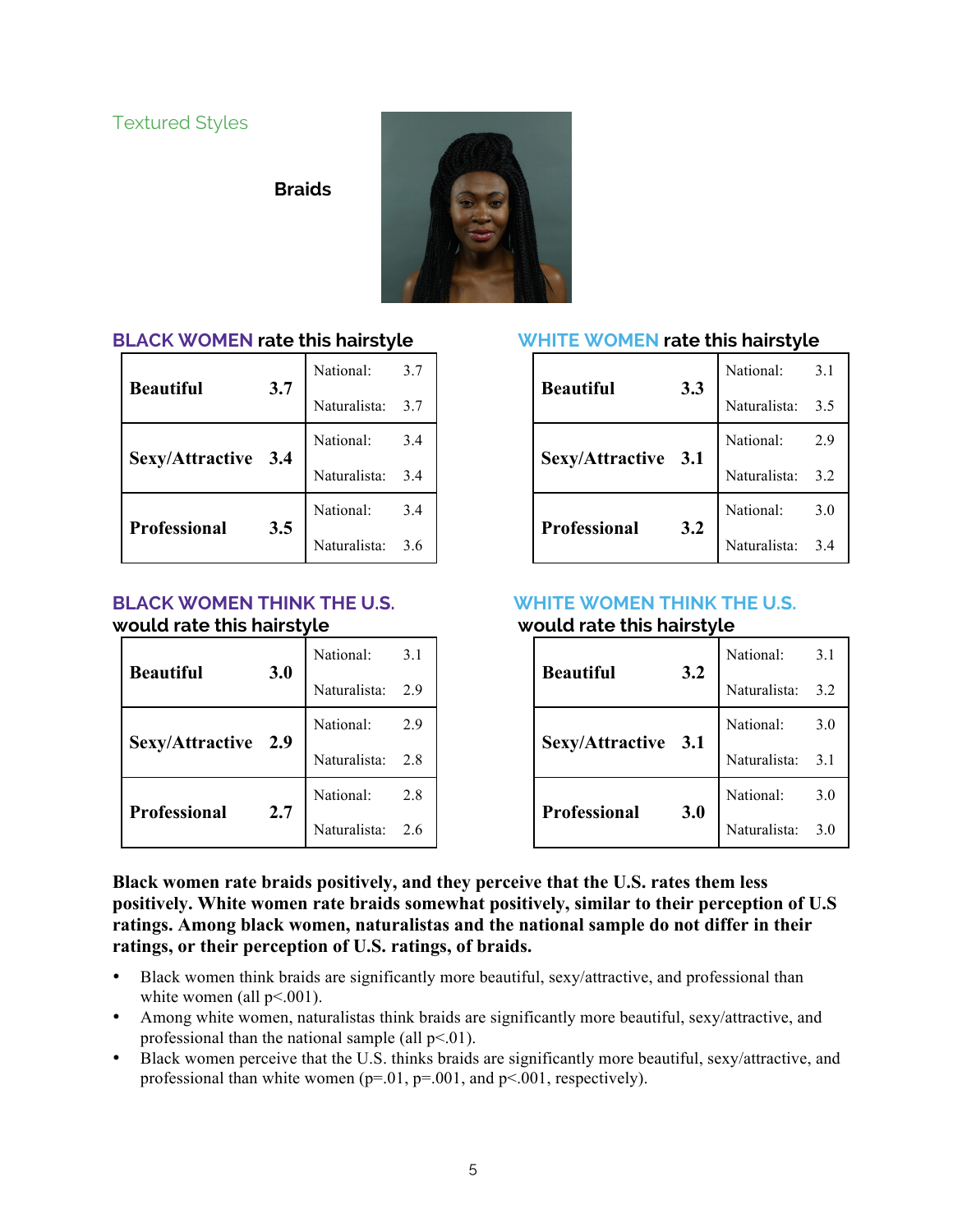Textured Styles

**Braids**

### BLACK WOMEN rate this hairstyle

| | | | |
|---|---|---|---|
| **Beautiful** | **3.7** | National: | 3.7 |
| | | Naturalista: | 3.7 |
| **Sexy/Attractive** | **3.4** | National: | 3.4 |
| | | Naturalista: | 3.4 |
| **Professional** | **3.5** | National: | 3.4 |
| | | Naturalista: | 3.6 |

### WHITE WOMEN rate this hairstyle

| | | | |
|---|---|---|---|
| **Beautiful** | **3.3** | National: | 3.1 |
| | | Naturalista: | 3.5 |
| **Sexy/Attractive** | **3.1** | National: | 2.9 |
| | | Naturalista: | 3.2 |
| **Professional** | **3.2** | National: | 3.0 |
| | | Naturalista: | 3.4 |

### BLACK WOMEN THINK THE U.S. would rate this hairstyle

| | | | |
|---|---|---|---|
| **Beautiful** | **3.0** | National: | 3.1 |
| | | Naturalista: | 2.9 |
| **Sexy/Attractive** | **2.9** | National: | 2.9 |
| | | Naturalista: | 2.8 |
| **Professional** | **2.7** | National: | 2.8 |
| | | Naturalista: | 2.6 |

### WHITE WOMEN THINK THE U.S. would rate this hairstyle

| | | | |
|---|---|---|---|
| **Beautiful** | **3.2** | National: | 3.1 |
| | | Naturalista: | 3.2 |
| **Sexy/Attractive** | **3.1** | National: | 3.0 |
| | | Naturalista: | 3.1 |
| **Professional** | **3.0** | National: | 3.0 |
| | | Naturalista: | 3.0 |

**Black women rate braids positively, and they perceive that the U.S. rates them less positively. White women rate braids somewhat positively, similar to their perception of U.S ratings. Among black women, naturalistas and the national sample do not differ in their ratings, or their perception of U.S. ratings, of braids.**

- Black women think braids are significantly more beautiful, sexy/attractive, and professional than white women (all $p<.001$).
- Among white women, naturalistas think braids are significantly more beautiful, sexy/attractive, and professional than the national sample (all $p<.01$).
- Black women perceive that the U.S. thinks braids are significantly more beautiful, sexy/attractive, and professional than white women ($p=.01$, $p=.001$, and $p<.001$, respectively).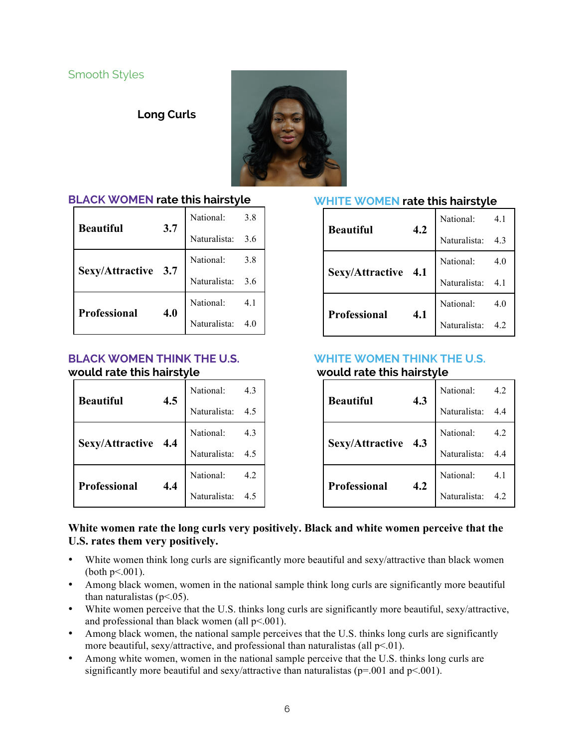Smooth Styles

**Long Curls**

### BLACK WOMEN rate this hairstyle

| | | | |
|---|---|---|---|
| **Beautiful** | **3.7** | National: | 3.8 |
| | | Naturalista: | 3.6 |
| **Sexy/Attractive** | **3.7** | National: | 3.8 |
| | | Naturalista: | 3.6 |
| **Professional** | **4.0** | National: | 4.1 |
| | | Naturalista: | 4.0 |

### WHITE WOMEN rate this hairstyle

| | | | |
|---|---|---|---|
| **Beautiful** | **4.2** | National: | 4.1 |
| | | Naturalista: | 4.3 |
| **Sexy/Attractive** | **4.1** | National: | 4.0 |
| | | Naturalista: | 4.1 |
| **Professional** | **4.1** | National: | 4.0 |
| | | Naturalista: | 4.2 |

### BLACK WOMEN THINK THE U.S. would rate this hairstyle

| | | | |
|---|---|---|---|
| **Beautiful** | **4.5** | National: | 4.3 |
| | | Naturalista: | 4.5 |
| **Sexy/Attractive** | **4.4** | National: | 4.3 |
| | | Naturalista: | 4.5 |
| **Professional** | **4.4** | National: | 4.2 |
| | | Naturalista: | 4.5 |

### WHITE WOMEN THINK THE U.S. would rate this hairstyle

| | | | |
|---|---|---|---|
| **Beautiful** | **4.3** | National: | 4.2 |
| | | Naturalista: | 4.4 |
| **Sexy/Attractive** | **4.3** | National: | 4.2 |
| | | Naturalista: | 4.4 |
| **Professional** | **4.2** | National: | 4.1 |
| | | Naturalista: | 4.2 |

**White women rate the long curls very positively. Black and white women perceive that the U.S. rates them very positively.**

- White women think long curls are significantly more beautiful and sexy/attractive than black women (both $p<.001$).
- Among black women, women in the national sample think long curls are significantly more beautiful than naturalistas ($p<.05$).
- White women perceive that the U.S. thinks long curls are significantly more beautiful, sexy/attractive, and professional than black women (all $p<.001$).
- Among black women, the national sample perceives that the U.S. thinks long curls are significantly more beautiful, sexy/attractive, and professional than naturalistas (all $p<.01$).
- Among white women, women in the national sample perceive that the U.S. thinks long curls are significantly more beautiful and sexy/attractive than naturalistas ($p=.001$ and $p<.001$).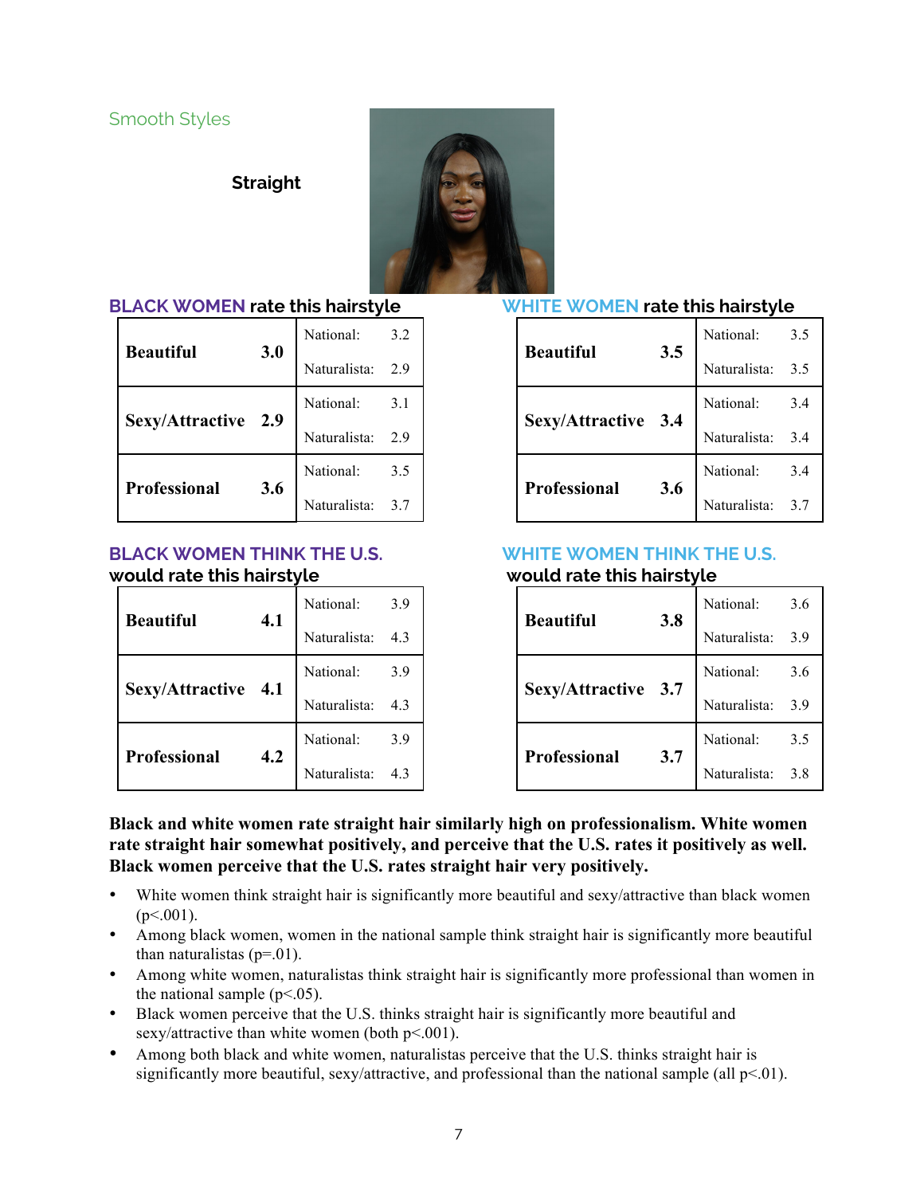Smooth Styles

**Straight**

**BLACK WOMEN rate this hairstyle**

| | | | |
|---|---|---|---|
| **Beautiful** | **3.0** | National: | 3.2 |
| | | Naturalista: | 2.9 |
| **Sexy/Attractive** | **2.9** | National: | 3.1 |
| | | Naturalista: | 2.9 |
| **Professional** | **3.6** | National: | 3.5 |
| | | Naturalista: | 3.7 |

**WHITE WOMEN rate this hairstyle**

| | | | |
|---|---|---|---|
| **Beautiful** | **3.5** | National: | 3.5 |
| | | Naturalista: | 3.5 |
| **Sexy/Attractive** | **3.4** | National: | 3.4 |
| | | Naturalista: | 3.4 |
| **Professional** | **3.6** | National: | 3.4 |
| | | Naturalista: | 3.7 |

**BLACK WOMEN THINK THE U.S. would rate this hairstyle**

| | | | |
|---|---|---|---|
| **Beautiful** | **4.1** | National: | 3.9 |
| | | Naturalista: | 4.3 |
| **Sexy/Attractive** | **4.1** | National: | 3.9 |
| | | Naturalista: | 4.3 |
| **Professional** | **4.2** | National: | 3.9 |
| | | Naturalista: | 4.3 |

**WHITE WOMEN THINK THE U.S. would rate this hairstyle**

| | | | |
|---|---|---|---|
| **Beautiful** | **3.8** | National: | 3.6 |
| | | Naturalista: | 3.9 |
| **Sexy/Attractive** | **3.7** | National: | 3.6 |
| | | Naturalista: | 3.9 |
| **Professional** | **3.7** | National: | 3.5 |
| | | Naturalista: | 3.8 |

**Black and white women rate straight hair similarly high on professionalism. White women rate straight hair somewhat positively, and perceive that the U.S. rates it positively as well. Black women perceive that the U.S. rates straight hair very positively.**

- White women think straight hair is significantly more beautiful and sexy/attractive than black women ($p<.001$).
- Among black women, women in the national sample think straight hair is significantly more beautiful than naturalistas ($p=.01$).
- Among white women, naturalistas think straight hair is significantly more professional than women in the national sample ($p<.05$).
- Black women perceive that the U.S. thinks straight hair is significantly more beautiful and sexy/attractive than white women (both $p<.001$).
- Among both black and white women, naturalistas perceive that the U.S. thinks straight hair is significantly more beautiful, sexy/attractive, and professional than the national sample (all $p<.01$).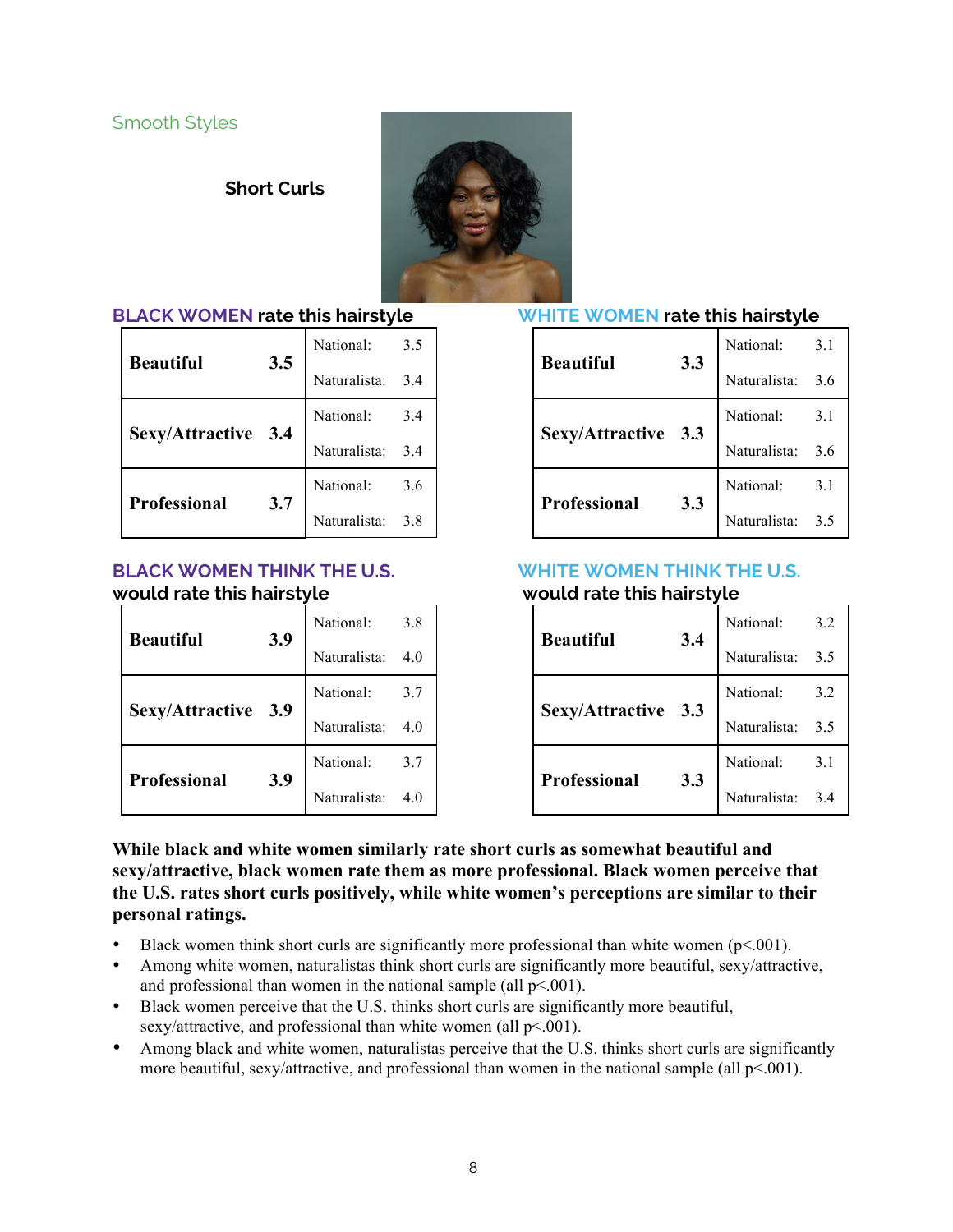Smooth Styles

## Short Curls

### BLACK WOMEN rate this hairstyle

| Attribute | Overall | Sample | Rating |
|---|---|---|---|
| **Beautiful** | **3.5** | National: | 3.5 |
| | | Naturalista: | 3.4 |
| **Sexy/Attractive** | **3.4** | National: | 3.4 |
| | | Naturalista: | 3.4 |
| **Professional** | **3.7** | National: | 3.6 |
| | | Naturalista: | 3.8 |

### WHITE WOMEN rate this hairstyle

| Attribute | Overall | Sample | Rating |
|---|---|---|---|
| **Beautiful** | **3.3** | National: | 3.1 |
| | | Naturalista: | 3.6 |
| **Sexy/Attractive** | **3.3** | National: | 3.1 |
| | | Naturalista: | 3.6 |
| **Professional** | **3.3** | National: | 3.1 |
| | | Naturalista: | 3.5 |

### BLACK WOMEN THINK THE U.S. would rate this hairstyle

| Attribute | Overall | Sample | Rating |
|---|---|---|---|
| **Beautiful** | **3.9** | National: | 3.8 |
| | | Naturalista: | 4.0 |
| **Sexy/Attractive** | **3.9** | National: | 3.7 |
| | | Naturalista: | 4.0 |
| **Professional** | **3.9** | National: | 3.7 |
| | | Naturalista: | 4.0 |

### WHITE WOMEN THINK THE U.S. would rate this hairstyle

| Attribute | Overall | Sample | Rating |
|---|---|---|---|
| **Beautiful** | **3.4** | National: | 3.2 |
| | | Naturalista: | 3.5 |
| **Sexy/Attractive** | **3.3** | National: | 3.2 |
| | | Naturalista: | 3.5 |
| **Professional** | **3.3** | National: | 3.1 |
| | | Naturalista: | 3.4 |

**While black and white women similarly rate short curls as somewhat beautiful and sexy/attractive, black women rate them as more professional. Black women perceive that the U.S. rates short curls positively, while white women's perceptions are similar to their personal ratings.**

- Black women think short curls are significantly more professional than white women ($p<.001$).
- Among white women, naturalistas think short curls are significantly more beautiful, sexy/attractive, and professional than women in the national sample (all $p<.001$).
- Black women perceive that the U.S. thinks short curls are significantly more beautiful, sexy/attractive, and professional than white women (all $p<.001$).
- Among black and white women, naturalistas perceive that the U.S. thinks short curls are significantly more beautiful, sexy/attractive, and professional than women in the national sample (all $p<.001$).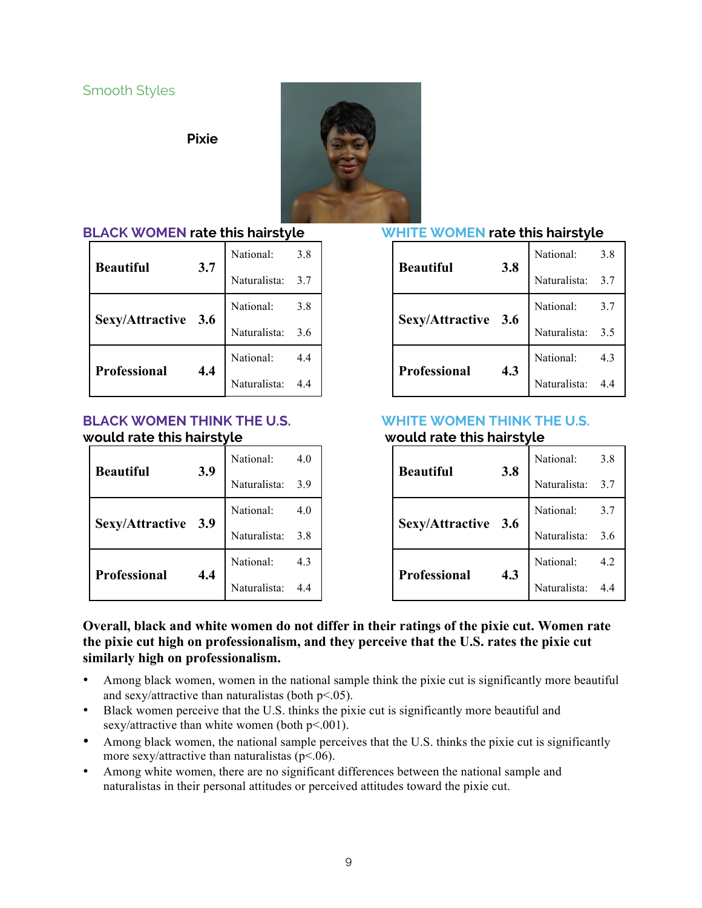Smooth Styles

## Pixie

### BLACK WOMEN rate this hairstyle

| | | | |
|---|---|---|---|
| **Beautiful** | **3.7** | National: | 3.8 |
| | | Naturalista: | 3.7 |
| **Sexy/Attractive** | **3.6** | National: | 3.8 |
| | | Naturalista: | 3.6 |
| **Professional** | **4.4** | National: | 4.4 |
| | | Naturalista: | 4.4 |

### WHITE WOMEN rate this hairstyle

| | | | |
|---|---|---|---|
| **Beautiful** | **3.8** | National: | 3.8 |
| | | Naturalista: | 3.7 |
| **Sexy/Attractive** | **3.6** | National: | 3.7 |
| | | Naturalista: | 3.5 |
| **Professional** | **4.3** | National: | 4.3 |
| | | Naturalista: | 4.4 |

### BLACK WOMEN THINK THE U.S. would rate this hairstyle

| | | | |
|---|---|---|---|
| **Beautiful** | **3.9** | National: | 4.0 |
| | | Naturalista: | 3.9 |
| **Sexy/Attractive** | **3.9** | National: | 4.0 |
| | | Naturalista: | 3.8 |
| **Professional** | **4.4** | National: | 4.3 |
| | | Naturalista: | 4.4 |

### WHITE WOMEN THINK THE U.S. would rate this hairstyle

| | | | |
|---|---|---|---|
| **Beautiful** | **3.8** | National: | 3.8 |
| | | Naturalista: | 3.7 |
| **Sexy/Attractive** | **3.6** | National: | 3.7 |
| | | Naturalista: | 3.6 |
| **Professional** | **4.3** | National: | 4.2 |
| | | Naturalista: | 4.4 |

**Overall, black and white women do not differ in their ratings of the pixie cut. Women rate the pixie cut high on professionalism, and they perceive that the U.S. rates the pixie cut similarly high on professionalism.**

- Among black women, women in the national sample think the pixie cut is significantly more beautiful and sexy/attractive than naturalistas (both $p<.05$).
- Black women perceive that the U.S. thinks the pixie cut is significantly more beautiful and sexy/attractive than white women (both $p<.001$).
- Among black women, the national sample perceives that the U.S. thinks the pixie cut is significantly more sexy/attractive than naturalistas ($p<.06$).
- Among white women, there are no significant differences between the national sample and naturalistas in their personal attitudes or perceived attitudes toward the pixie cut.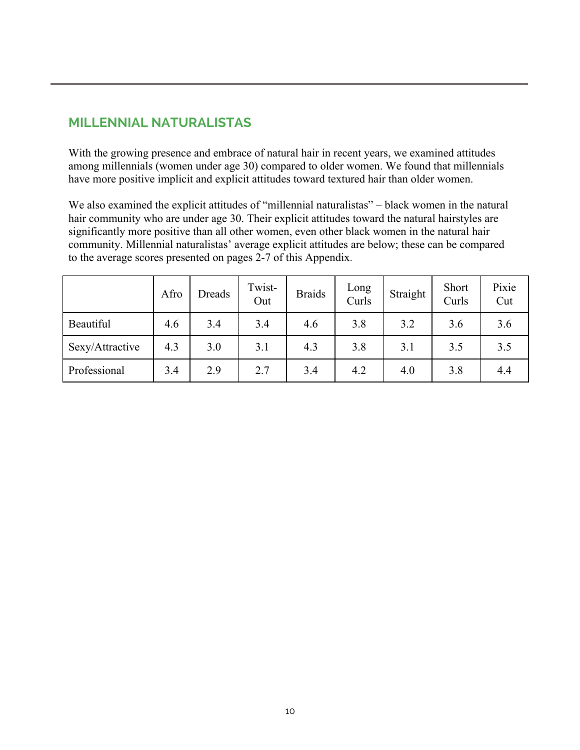## MILLENNIAL NATURALISTAS

With the growing presence and embrace of natural hair in recent years, we examined attitudes among millennials (women under age 30) compared to older women. We found that millennials have more positive implicit and explicit attitudes toward textured hair than older women.

We also examined the explicit attitudes of "millennial naturalistas" – black women in the natural hair community who are under age 30. Their explicit attitudes toward the natural hairstyles are significantly more positive than all other women, even other black women in the natural hair community. Millennial naturalistas' average explicit attitudes are below; these can be compared to the average scores presented on pages 2-7 of this Appendix.

| | Afro | Dreads | Twist-Out | Braids | Long Curls | Straight | Short Curls | Pixie Cut |
|---|---|---|---|---|---|---|---|---|
| Beautiful | 4.6 | 3.4 | 3.4 | 4.6 | 3.8 | 3.2 | 3.6 | 3.6 |
| Sexy/Attractive | 4.3 | 3.0 | 3.1 | 4.3 | 3.8 | 3.1 | 3.5 | 3.5 |
| Professional | 3.4 | 2.9 | 2.7 | 3.4 | 4.2 | 4.0 | 3.8 | 4.4 |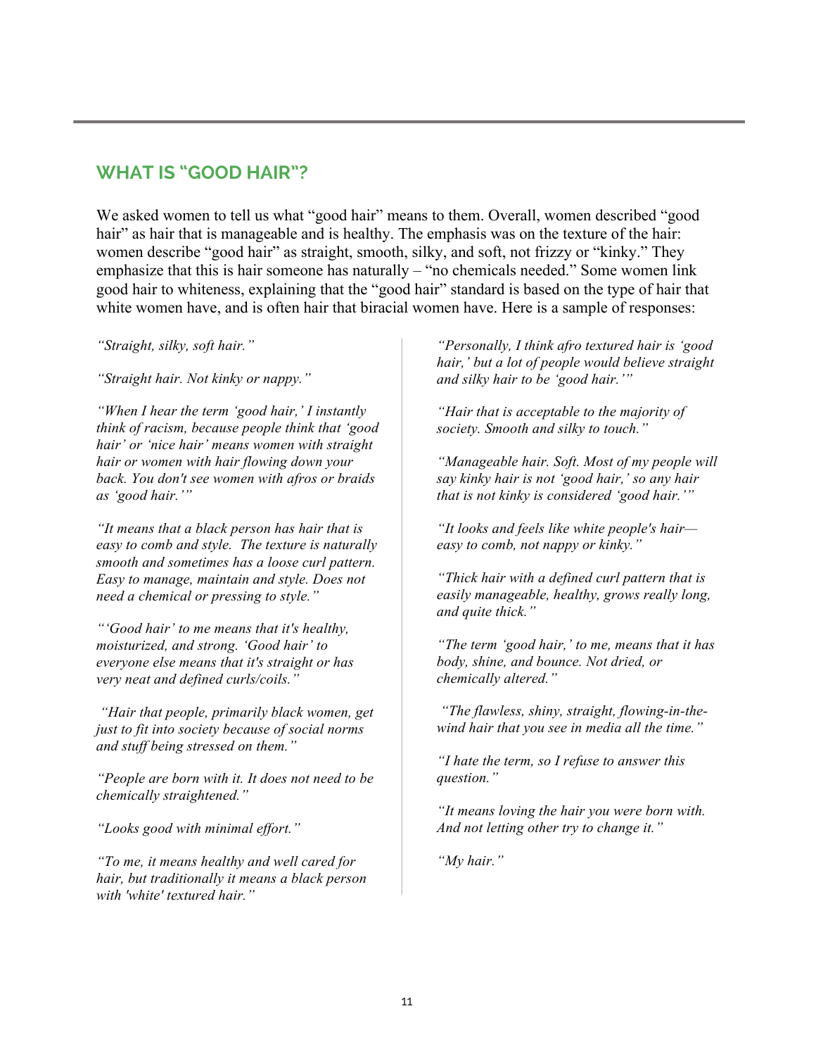## WHAT IS "GOOD HAIR"?

We asked women to tell us what "good hair" means to them. Overall, women described "good hair" as hair that is manageable and is healthy. The emphasis was on the texture of the hair: women describe "good hair" as straight, smooth, silky, and soft, not frizzy or "kinky." They emphasize that this is hair someone has naturally – "no chemicals needed." Some women link good hair to whiteness, explaining that the "good hair" standard is based on the type of hair that white women have, and is often hair that biracial women have. Here is a sample of responses:

*"Straight, silky, soft hair."*

*"Straight hair. Not kinky or nappy."*

*"When I hear the term 'good hair,' I instantly think of racism, because people think that 'good hair' or 'nice hair' means women with straight hair or women with hair flowing down your back. You don't see women with afros or braids as 'good hair.'"*

*"It means that a black person has hair that is easy to comb and style. The texture is naturally smooth and sometimes has a loose curl pattern. Easy to manage, maintain and style. Does not need a chemical or pressing to style."*

*"'Good hair' to me means that it's healthy, moisturized, and strong. 'Good hair' to everyone else means that it's straight or has very neat and defined curls/coils."*

*"Hair that people, primarily black women, get just to fit into society because of social norms and stuff being stressed on them."*

*"People are born with it. It does not need to be chemically straightened."*

*"Looks good with minimal effort."*

*"To me, it means healthy and well cared for hair, but traditionally it means a black person with 'white' textured hair."*

*"Personally, I think afro textured hair is 'good hair,' but a lot of people would believe straight and silky hair to be 'good hair.'"*

*"Hair that is acceptable to the majority of society. Smooth and silky to touch."*

*"Manageable hair. Soft. Most of my people will say kinky hair is not 'good hair,' so any hair that is not kinky is considered 'good hair.'"*

*"It looks and feels like white people's hair—easy to comb, not nappy or kinky."*

*"Thick hair with a defined curl pattern that is easily manageable, healthy, grows really long, and quite thick."*

*"The term 'good hair,' to me, means that it has body, shine, and bounce. Not dried, or chemically altered."*

*"The flawless, shiny, straight, flowing-in-the-wind hair that you see in media all the time."*

*"I hate the term, so I refuse to answer this question."*

*"It means loving the hair you were born with. And not letting other try to change it."*

*"My hair."*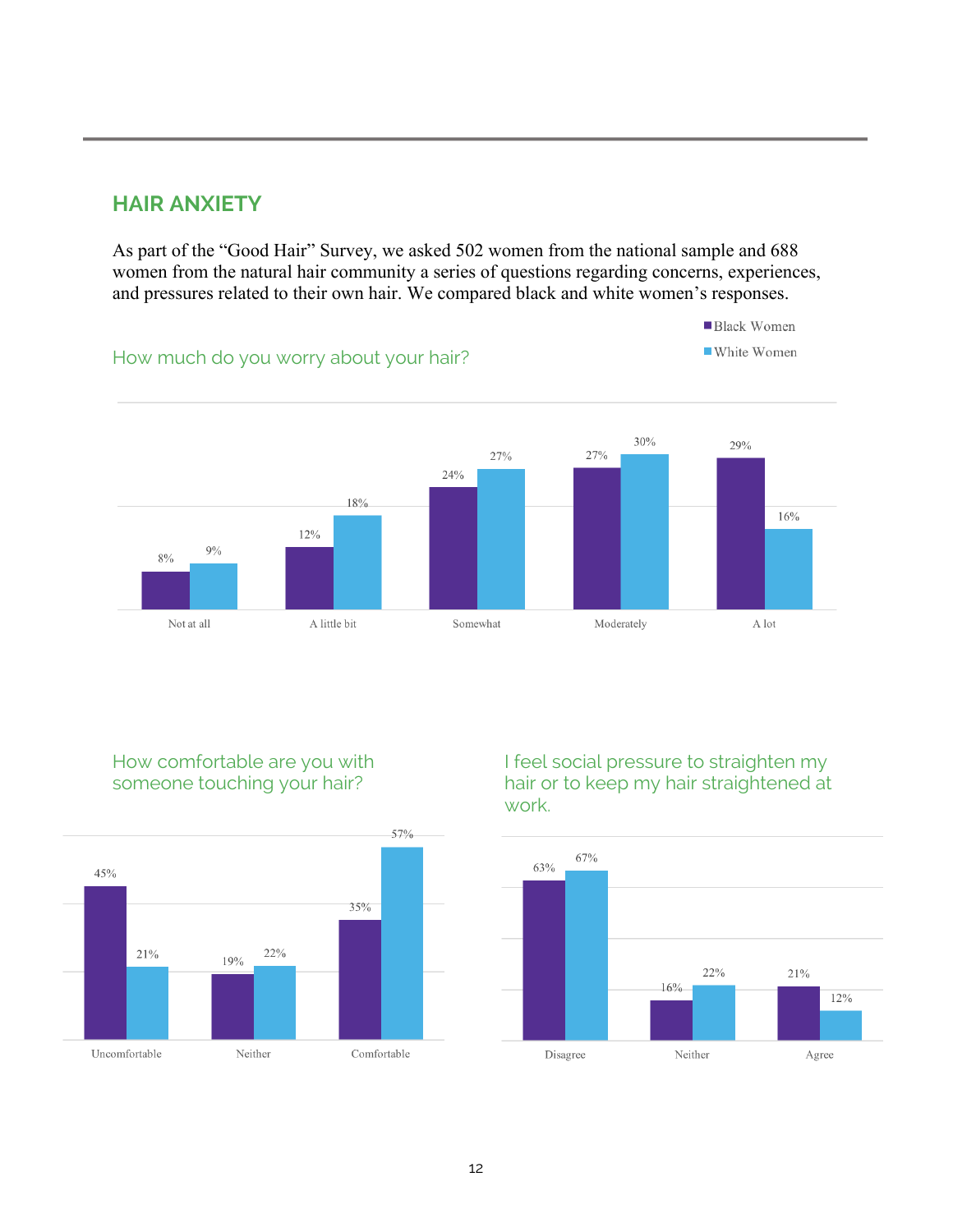## HAIR ANXIETY

As part of the "Good Hair" Survey, we asked 502 women from the national sample and 688 women from the natural hair community a series of questions regarding concerns, experiences, and pressures related to their own hair. We compared black and white women's responses.

### How much do you worry about your hair?

| | Black Women | White Women |
|---|---|---|
| Not at all | 8% | 9% |
| A little bit | 12% | 18% |
| Somewhat | 24% | 27% |
| Moderately | 27% | 30% |
| A lot | 29% | 16% |

### How comfortable are you with someone touching your hair?

| | Black Women | White Women |
|---|---|---|
| Uncomfortable | 45% | 21% |
| Neither | 19% | 22% |
| Comfortable | 35% | 57% |

### I feel social pressure to straighten my hair or to keep my hair straightened at work.

| | Black Women | White Women |
|---|---|---|
| Disagree | 63% | 67% |
| Neither | 16% | 22% |
| Agree | 21% | 12% |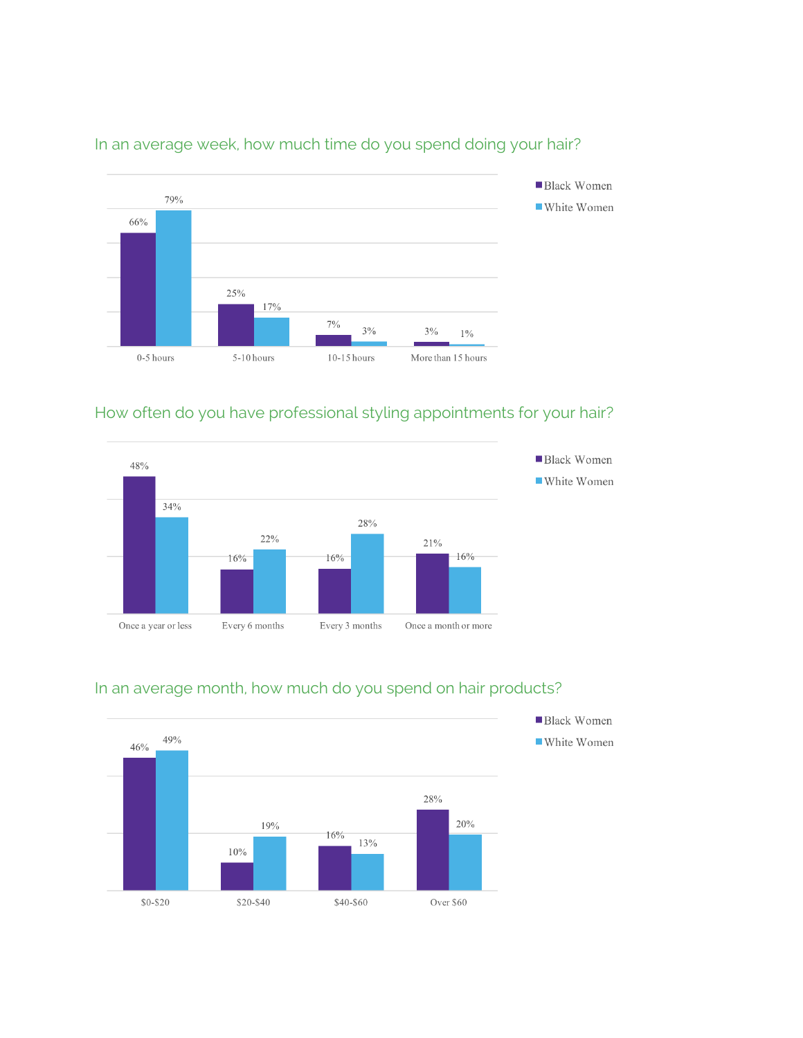## In an average week, how much time do you spend doing your hair?

| | Black Women | White Women |
|---|---|---|
| 0-5 hours | 66% | 79% |
| 5-10 hours | 25% | 17% |
| 10-15 hours | 7% | 3% |
| More than 15 hours | 3% | 1% |

## How often do you have professional styling appointments for your hair?

| | Black Women | White Women |
|---|---|---|
| Once a year or less | 48% | 34% |
| Every 6 months | 16% | 22% |
| Every 3 months | 16% | 28% |
| Once a month or more | 21% | 16% |

## In an average month, how much do you spend on hair products?

| | Black Women | White Women |
|---|---|---|
| $0-$20 | 46% | 49% |
| $20-$40 | 10% | 19% |
| $40-$60 | 16% | 13% |
| Over $60 | 28% | 20% |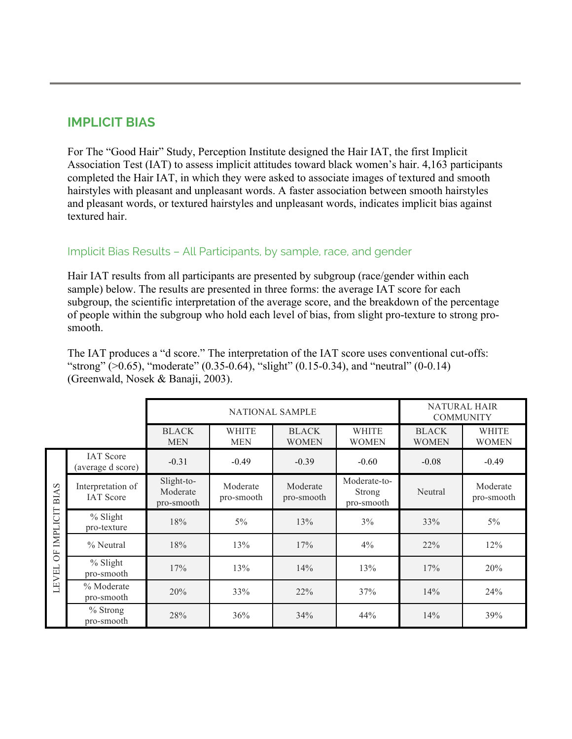## IMPLICIT BIAS

For The "Good Hair" Study, Perception Institute designed the Hair IAT, the first Implicit Association Test (IAT) to assess implicit attitudes toward black women's hair. 4,163 participants completed the Hair IAT, in which they were asked to associate images of textured and smooth hairstyles with pleasant and unpleasant words. A faster association between smooth hairstyles and pleasant words, or textured hairstyles and unpleasant words, indicates implicit bias against textured hair.

### Implicit Bias Results – All Participants, by sample, race, and gender

Hair IAT results from all participants are presented by subgroup (race/gender within each sample) below. The results are presented in three forms: the average IAT score for each subgroup, the scientific interpretation of the average score, and the breakdown of the percentage of people within the subgroup who hold each level of bias, from slight pro-texture to strong pro-smooth.

The IAT produces a "d score." The interpretation of the IAT score uses conventional cut-offs: "strong" (>0.65), "moderate" (0.35-0.64), "slight" (0.15-0.34), and "neutral" (0-0.14) (Greenwald, Nosek & Banaji, 2003).

| | | NATIONAL SAMPLE | | | | NATURAL HAIR COMMUNITY | |
|---|---|---|---|---|---|---|---|
| | | BLACK MEN | WHITE MEN | BLACK WOMEN | WHITE WOMEN | BLACK WOMEN | WHITE WOMEN |
| LEVEL OF IMPLICIT BIAS | IAT Score (average d score) | -0.31 | -0.49 | -0.39 | -0.60 | -0.08 | -0.49 |
| | Interpretation of IAT Score | Slight-to-Moderate pro-smooth | Moderate pro-smooth | Moderate pro-smooth | Moderate-to-Strong pro-smooth | Neutral | Moderate pro-smooth |
| | % Slight pro-texture | 18% | 5% | 13% | 3% | 33% | 5% |
| | % Neutral | 18% | 13% | 17% | 4% | 22% | 12% |
| | % Slight pro-smooth | 17% | 13% | 14% | 13% | 17% | 20% |
| | % Moderate pro-smooth | 20% | 33% | 22% | 37% | 14% | 24% |
| | % Strong pro-smooth | 28% | 36% | 34% | 44% | 14% | 39% |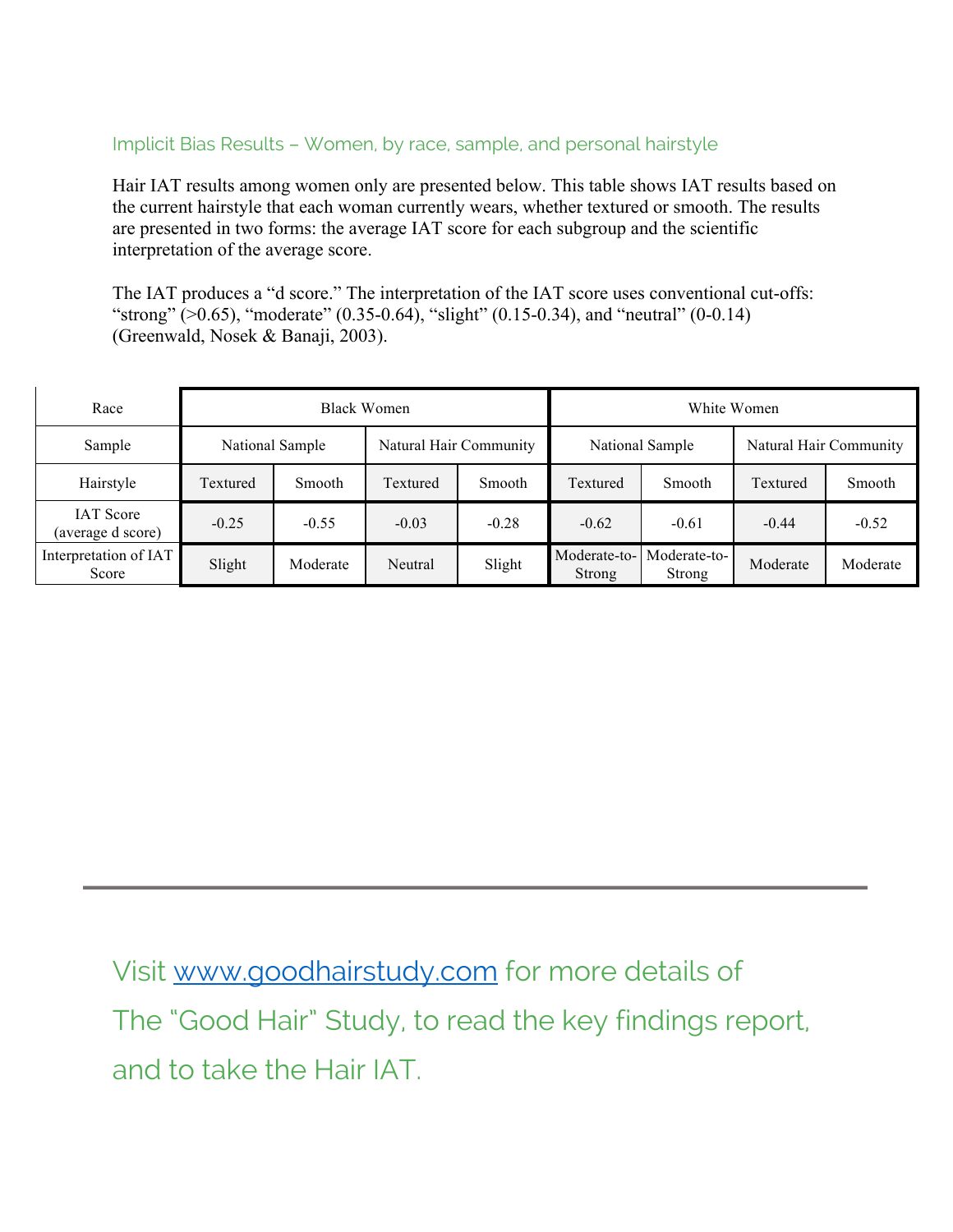### Implicit Bias Results – Women, by race, sample, and personal hairstyle

Hair IAT results among women only are presented below. This table shows IAT results based on the current hairstyle that each woman currently wears, whether textured or smooth. The results are presented in two forms: the average IAT score for each subgroup and the scientific interpretation of the average score.

The IAT produces a "d score." The interpretation of the IAT score uses conventional cut-offs: "strong" (>0.65), "moderate" (0.35-0.64), "slight" (0.15-0.34), and "neutral" (0-0.14) (Greenwald, Nosek & Banaji, 2003).

| Race | Black Women | | | | White Women | | | |
|---|---|---|---|---|---|---|---|---|
| Sample | National Sample | | Natural Hair Community | | National Sample | | Natural Hair Community | |
| Hairstyle | Textured | Smooth | Textured | Smooth | Textured | Smooth | Textured | Smooth |
| IAT Score (average d score) | -0.25 | -0.55 | -0.03 | -0.28 | -0.62 | -0.61 | -0.44 | -0.52 |
| Interpretation of IAT Score | Slight | Moderate | Neutral | Slight | Moderate-to-Strong | Moderate-to-Strong | Moderate | Moderate |

---

Visit [www.goodhairstudy.com](www.goodhairstudy.com) for more details of The "Good Hair" Study, to read the key findings report, and to take the Hair IAT.